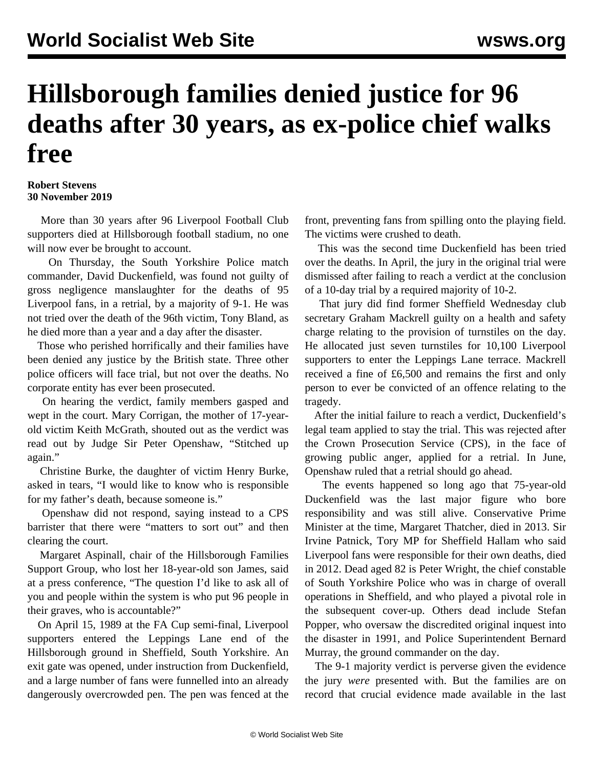# Hillsborough families denied justice for 96 deaths after 30 years, as ex-police chief walks free

**Robert Stevens**
**30 November 2019**

More than 30 years after 96 Liverpool Football Club supporters died at Hillsborough football stadium, no one will now ever be brought to account.

On Thursday, the South Yorkshire Police match commander, David Duckenfield, was found not guilty of gross negligence manslaughter for the deaths of 95 Liverpool fans, in a retrial, by a majority of 9-1. He was not tried over the death of the 96th victim, Tony Bland, as he died more than a year and a day after the disaster.

Those who perished horrifically and their families have been denied any justice by the British state. Three other police officers will face trial, but not over the deaths. No corporate entity has ever been prosecuted.

On hearing the verdict, family members gasped and wept in the court. Mary Corrigan, the mother of 17-year-old victim Keith McGrath, shouted out as the verdict was read out by Judge Sir Peter Openshaw, "Stitched up again."

Christine Burke, the daughter of victim Henry Burke, asked in tears, "I would like to know who is responsible for my father's death, because someone is."

Openshaw did not respond, saying instead to a CPS barrister that there were "matters to sort out" and then clearing the court.

Margaret Aspinall, chair of the Hillsborough Families Support Group, who lost her 18-year-old son James, said at a press conference, "The question I'd like to ask all of you and people within the system is who put 96 people in their graves, who is accountable?"

On April 15, 1989 at the FA Cup semi-final, Liverpool supporters entered the Leppings Lane end of the Hillsborough ground in Sheffield, South Yorkshire. An exit gate was opened, under instruction from Duckenfield, and a large number of fans were funnelled into an already dangerously overcrowded pen. The pen was fenced at the front, preventing fans from spilling onto the playing field. The victims were crushed to death.

This was the second time Duckenfield has been tried over the deaths. In April, the jury in the original trial were dismissed after failing to reach a verdict at the conclusion of a 10-day trial by a required majority of 10-2.

That jury did find former Sheffield Wednesday club secretary Graham Mackrell guilty on a health and safety charge relating to the provision of turnstiles on the day. He allocated just seven turnstiles for 10,100 Liverpool supporters to enter the Leppings Lane terrace. Mackrell received a fine of £6,500 and remains the first and only person to ever be convicted of an offence relating to the tragedy.

After the initial failure to reach a verdict, Duckenfield's legal team applied to stay the trial. This was rejected after the Crown Prosecution Service (CPS), in the face of growing public anger, applied for a retrial. In June, Openshaw ruled that a retrial should go ahead.

The events happened so long ago that 75-year-old Duckenfield was the last major figure who bore responsibility and was still alive. Conservative Prime Minister at the time, Margaret Thatcher, died in 2013. Sir Irvine Patnick, Tory MP for Sheffield Hallam who said Liverpool fans were responsible for their own deaths, died in 2012. Dead aged 82 is Peter Wright, the chief constable of South Yorkshire Police who was in charge of overall operations in Sheffield, and who played a pivotal role in the subsequent cover-up. Others dead include Stefan Popper, who oversaw the discredited original inquest into the disaster in 1991, and Police Superintendent Bernard Murray, the ground commander on the day.

The 9-1 majority verdict is perverse given the evidence the jury *were* presented with. But the families are on record that crucial evidence made available in the last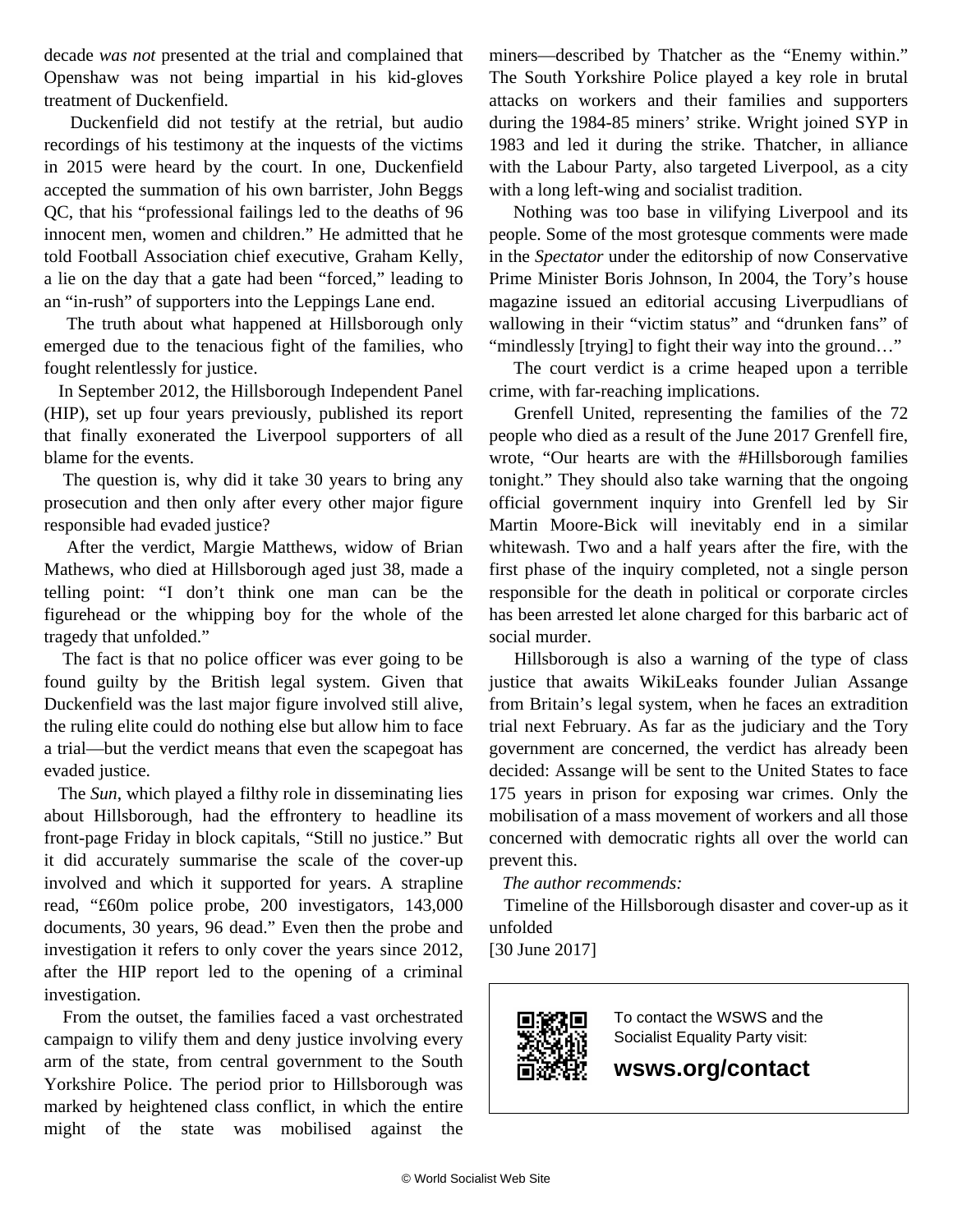decade *was not* presented at the trial and complained that Openshaw was not being impartial in his kid-gloves treatment of Duckenfield.

Duckenfield did not testify at the retrial, but audio recordings of his testimony at the inquests of the victims in 2015 were heard by the court. In one, Duckenfield accepted the summation of his own barrister, John Beggs QC, that his "professional failings led to the deaths of 96 innocent men, women and children." He admitted that he told Football Association chief executive, Graham Kelly, a lie on the day that a gate had been "forced," leading to an "in-rush" of supporters into the Leppings Lane end.

The truth about what happened at Hillsborough only emerged due to the tenacious fight of the families, who fought relentlessly for justice.

In September 2012, the Hillsborough Independent Panel (HIP), set up four years previously, published its report that finally exonerated the Liverpool supporters of all blame for the events.

The question is, why did it take 30 years to bring any prosecution and then only after every other major figure responsible had evaded justice?

After the verdict, Margie Matthews, widow of Brian Mathews, who died at Hillsborough aged just 38, made a telling point: "I don't think one man can be the figurehead or the whipping boy for the whole of the tragedy that unfolded."

The fact is that no police officer was ever going to be found guilty by the British legal system. Given that Duckenfield was the last major figure involved still alive, the ruling elite could do nothing else but allow him to face a trial—but the verdict means that even the scapegoat has evaded justice.

The *Sun*, which played a filthy role in disseminating lies about Hillsborough, had the effrontery to headline its front-page Friday in block capitals, "Still no justice." But it did accurately summarise the scale of the cover-up involved and which it supported for years. A strapline read, "£60m police probe, 200 investigators, 143,000 documents, 30 years, 96 dead." Even then the probe and investigation it refers to only cover the years since 2012, after the HIP report led to the opening of a criminal investigation.

From the outset, the families faced a vast orchestrated campaign to vilify them and deny justice involving every arm of the state, from central government to the South Yorkshire Police. The period prior to Hillsborough was marked by heightened class conflict, in which the entire might of the state was mobilised against the miners—described by Thatcher as the "Enemy within." The South Yorkshire Police played a key role in brutal attacks on workers and their families and supporters during the 1984-85 miners' strike. Wright joined SYP in 1983 and led it during the strike. Thatcher, in alliance with the Labour Party, also targeted Liverpool, as a city with a long left-wing and socialist tradition.

Nothing was too base in vilifying Liverpool and its people. Some of the most grotesque comments were made in the *Spectator* under the editorship of now Conservative Prime Minister Boris Johnson, In 2004, the Tory's house magazine issued an editorial accusing Liverpudlians of wallowing in their "victim status" and "drunken fans" of "mindlessly [trying] to fight their way into the ground…"

The court verdict is a crime heaped upon a terrible crime, with far-reaching implications.

Grenfell United, representing the families of the 72 people who died as a result of the June 2017 Grenfell fire, wrote, "Our hearts are with the #Hillsborough families tonight." They should also take warning that the ongoing official government inquiry into Grenfell led by Sir Martin Moore-Bick will inevitably end in a similar whitewash. Two and a half years after the fire, with the first phase of the inquiry completed, not a single person responsible for the death in political or corporate circles has been arrested let alone charged for this barbaric act of social murder.

Hillsborough is also a warning of the type of class justice that awaits WikiLeaks founder Julian Assange from Britain's legal system, when he faces an extradition trial next February. As far as the judiciary and the Tory government are concerned, the verdict has already been decided: Assange will be sent to the United States to face 175 years in prison for exposing war crimes. Only the mobilisation of a mass movement of workers and all those concerned with democratic rights all over the world can prevent this.

*The author recommends:*

Timeline of the Hillsborough disaster and cover-up as it unfolded
[30 June 2017]

To contact the WSWS and the Socialist Equality Party visit:

**wsws.org/contact**